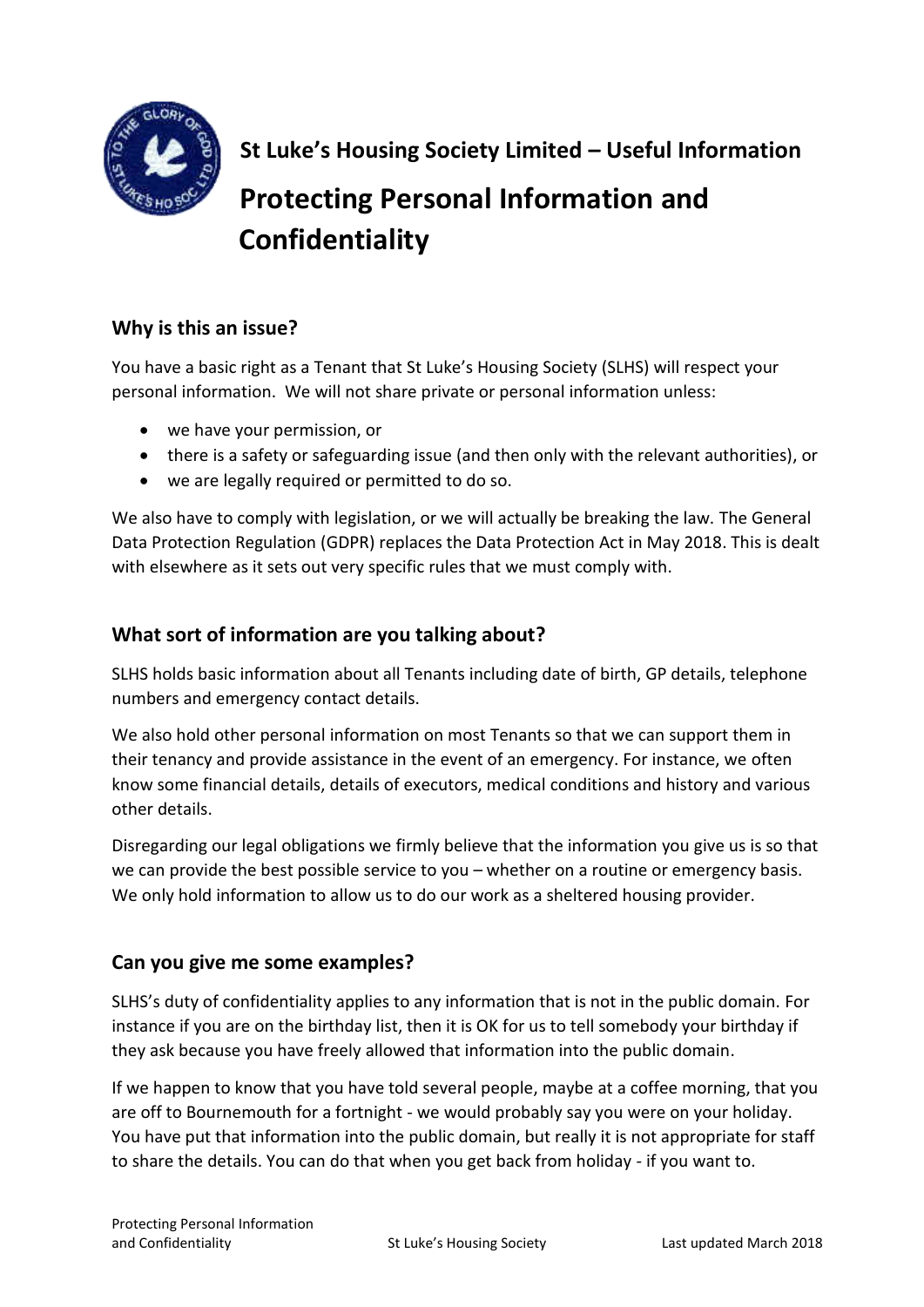**St Luke's Housing Society Limited – Useful Information**

# Protecting Personal Information and Confidentiality

## Why is this an issue?

You have a basic right as a Tenant that St Luke's Housing Society (SLHS) will respect your personal information. We will not share private or personal information unless:

- we have your permission, or
- there is a safety or safeguarding issue (and then only with the relevant authorities), or
- we are legally required or permitted to do so.

We also have to comply with legislation, or we will actually be breaking the law. The General Data Protection Regulation (GDPR) replaces the Data Protection Act in May 2018. This is dealt with elsewhere as it sets out very specific rules that we must comply with.

## What sort of information are you talking about?

SLHS holds basic information about all Tenants including date of birth, GP details, telephone numbers and emergency contact details.

We also hold other personal information on most Tenants so that we can support them in their tenancy and provide assistance in the event of an emergency. For instance, we often know some financial details, details of executors, medical conditions and history and various other details.

Disregarding our legal obligations we firmly believe that the information you give us is so that we can provide the best possible service to you – whether on a routine or emergency basis. We only hold information to allow us to do our work as a sheltered housing provider.

## Can you give me some examples?

SLHS's duty of confidentiality applies to any information that is not in the public domain. For instance if you are on the birthday list, then it is OK for us to tell somebody your birthday if they ask because you have freely allowed that information into the public domain.

If we happen to know that you have told several people, maybe at a coffee morning, that you are off to Bournemouth for a fortnight - we would probably say you were on your holiday. You have put that information into the public domain, but really it is not appropriate for staff to share the details. You can do that when you get back from holiday - if you want to.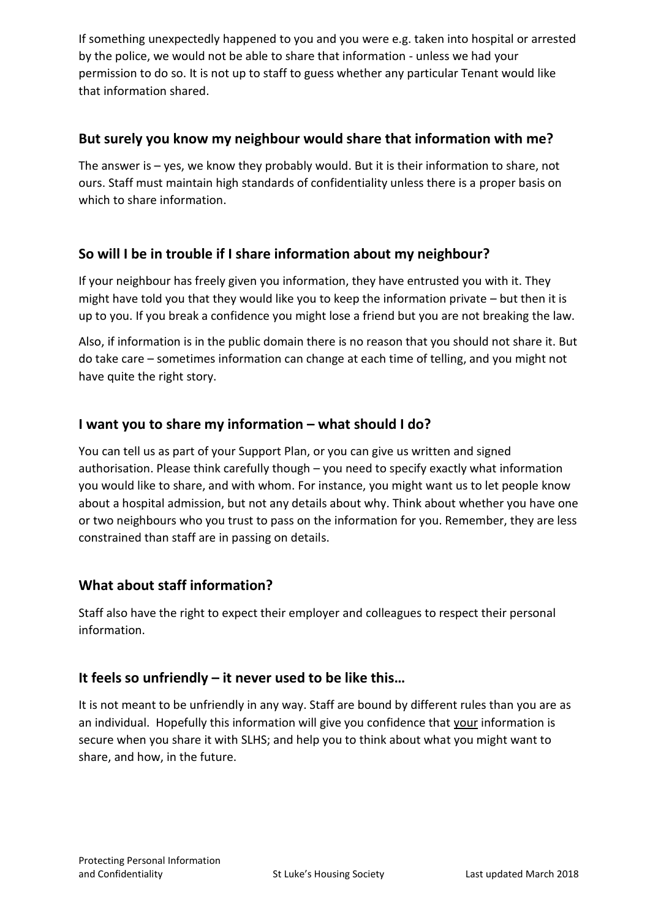If something unexpectedly happened to you and you were e.g. taken into hospital or arrested by the police, we would not be able to share that information - unless we had your permission to do so. It is not up to staff to guess whether any particular Tenant would like that information shared.

## But surely you know my neighbour would share that information with me?

The answer is – yes, we know they probably would. But it is their information to share, not ours. Staff must maintain high standards of confidentiality unless there is a proper basis on which to share information.

## So will I be in trouble if I share information about my neighbour?

If your neighbour has freely given you information, they have entrusted you with it. They might have told you that they would like you to keep the information private – but then it is up to you. If you break a confidence you might lose a friend but you are not breaking the law.

Also, if information is in the public domain there is no reason that you should not share it. But do take care – sometimes information can change at each time of telling, and you might not have quite the right story.

## I want you to share my information – what should I do?

You can tell us as part of your Support Plan, or you can give us written and signed authorisation. Please think carefully though – you need to specify exactly what information you would like to share, and with whom. For instance, you might want us to let people know about a hospital admission, but not any details about why. Think about whether you have one or two neighbours who you trust to pass on the information for you. Remember, they are less constrained than staff are in passing on details.

## What about staff information?

Staff also have the right to expect their employer and colleagues to respect their personal information.

## It feels so unfriendly – it never used to be like this…

It is not meant to be unfriendly in any way. Staff are bound by different rules than you are as an individual. Hopefully this information will give you confidence that <u>your</u> information is secure when you share it with SLHS; and help you to think about what you might want to share, and how, in the future.